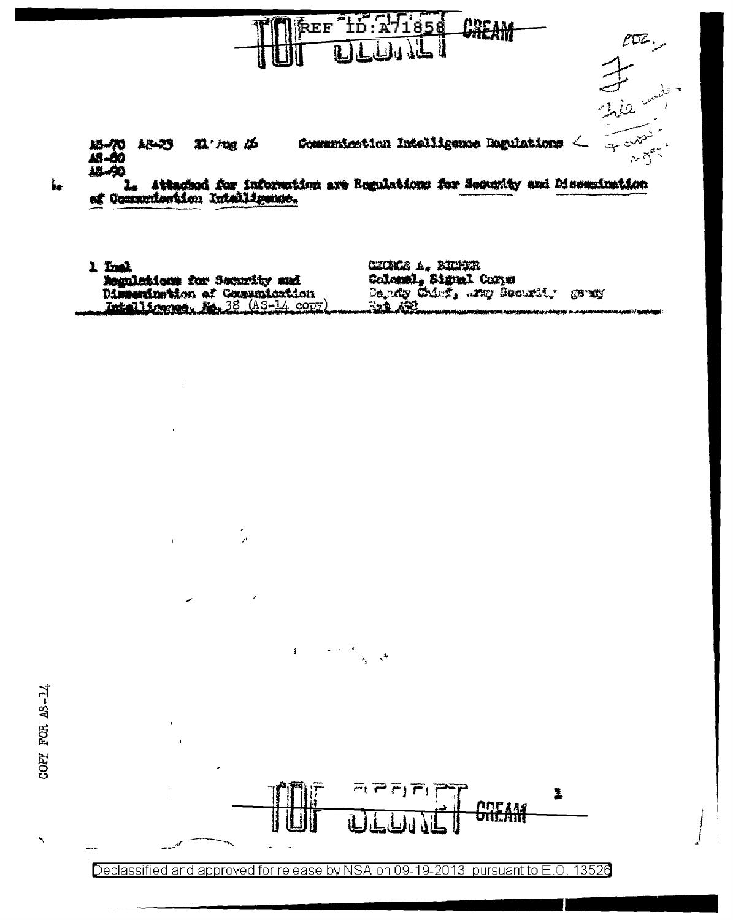REF ID:A71858

TOP SECRET CREAM

AS-70 AS-03 21 Aug 46 Communication Intelligence Regulations

AS-80

AS-90

1. Attached for information are Regulations for Security and Dissemination of Communication Intelligence.

| | |
|---|---|
| 1 Incl | GEORGE A. BICHER |
| Regulations for Security and | Colonel, Signal Corps |
| Dissemination of Communication | Deputy Chief, Army Security Agency |
| Intelligence, No. 38 (AS-14 copy) | Ext 458 |

COPY FOR AS-14

TOP SECRET CREAM

Declassified and approved for release by NSA on 09-19-2013 pursuant to E.O. 13526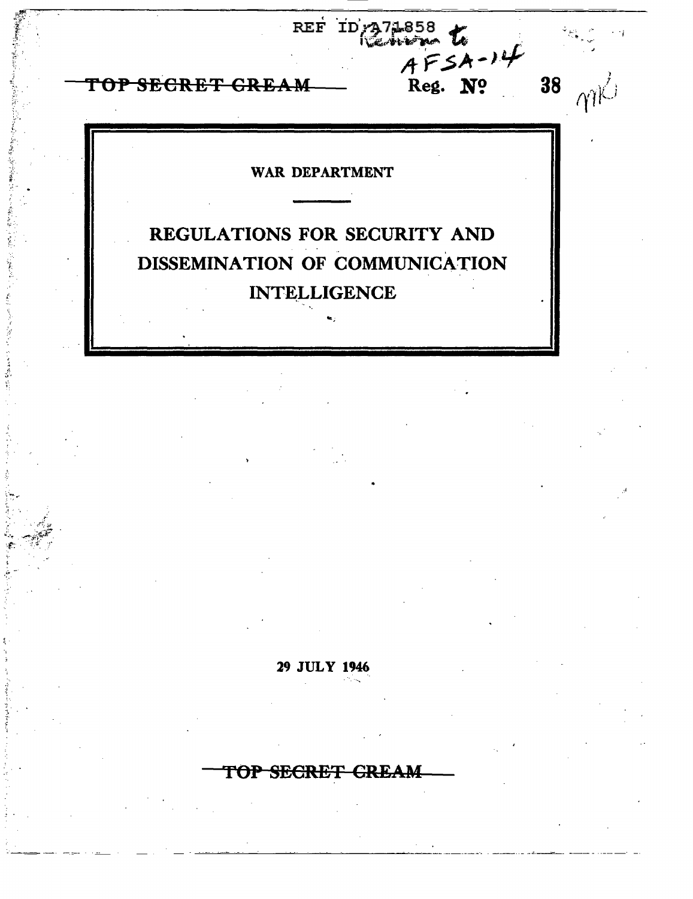REF ID:A71858

Return to AFSA-14

~~TOP SECRET CREAM~~

Reg. № 38

WAR DEPARTMENT

# REGULATIONS FOR SECURITY AND DISSEMINATION OF COMMUNICATION INTELLIGENCE

29 JULY 1946

~~TOP SECRET CREAM~~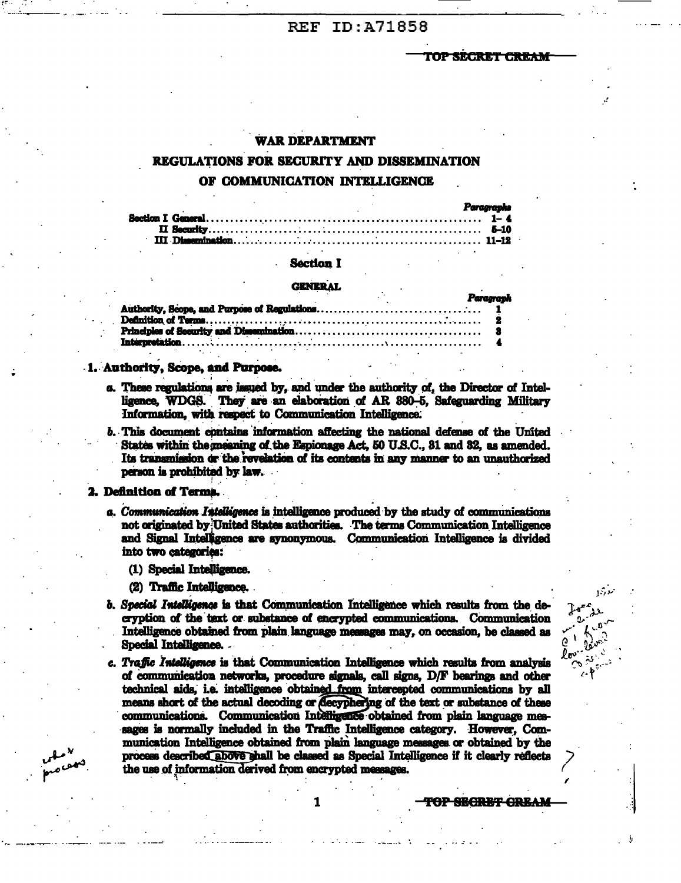# WAR DEPARTMENT

## REGULATIONS FOR SECURITY AND DISSEMINATION OF COMMUNICATION INTELLIGENCE

| | Paragraphs |
|---|---|
| Section I General | 1–4 |
| II Security | 5–10 |
| III Dissemination | 11–12 |

## Section I

### GENERAL

| | Paragraph |
|---|---|
| Authority, Scope, and Purpose of Regulations | 1 |
| Definition of Terms | 2 |
| Principles of Security and Dissemination | 3 |
| Interpretation | 4 |

**1. Authority, Scope, and Purpose.**

*a.* These regulations are issued by, and under the authority of, the Director of Intelligence, WDGS. They are an elaboration of AR 380–5, Safeguarding Military Information, with respect to Communication Intelligence.

*b.* This document contains information affecting the national defense of the United States within the meaning of the Espionage Act, 50 U.S.C., 31 and 32, as amended. Its transmission or the revelation of its contents in any manner to an unauthorized person is prohibited by law.

**2. Definition of Terms.**

*a. Communication Intelligence* is intelligence produced by the study of communications not originated by United States authorities. The terms Communication Intelligence and Signal Intelligence are synonymous. Communication Intelligence is divided into two categories:

(1) Special Intelligence.

(2) Traffic Intelligence.

*b. Special Intelligence* is that Communication Intelligence which results from the decryption of the text or substance of encrypted communications. Communication Intelligence obtained from plain language messages may, on occasion, be classed as Special Intelligence.

*c. Traffic Intelligence* is that Communication Intelligence which results from analysis of communication networks, procedure signals, call signs, D/F bearings and other technical aids, i.e. intelligence obtained from intercepted communications by all means short of the actual decoding or decyphering of the text or substance of these communications. Communication Intelligence obtained from plain language messages is normally included in the Traffic Intelligence category. However, Communication Intelligence obtained from plain language messages or obtained by the process described above shall be classed as Special Intelligence if it clearly reflects the use of information derived from encrypted messages.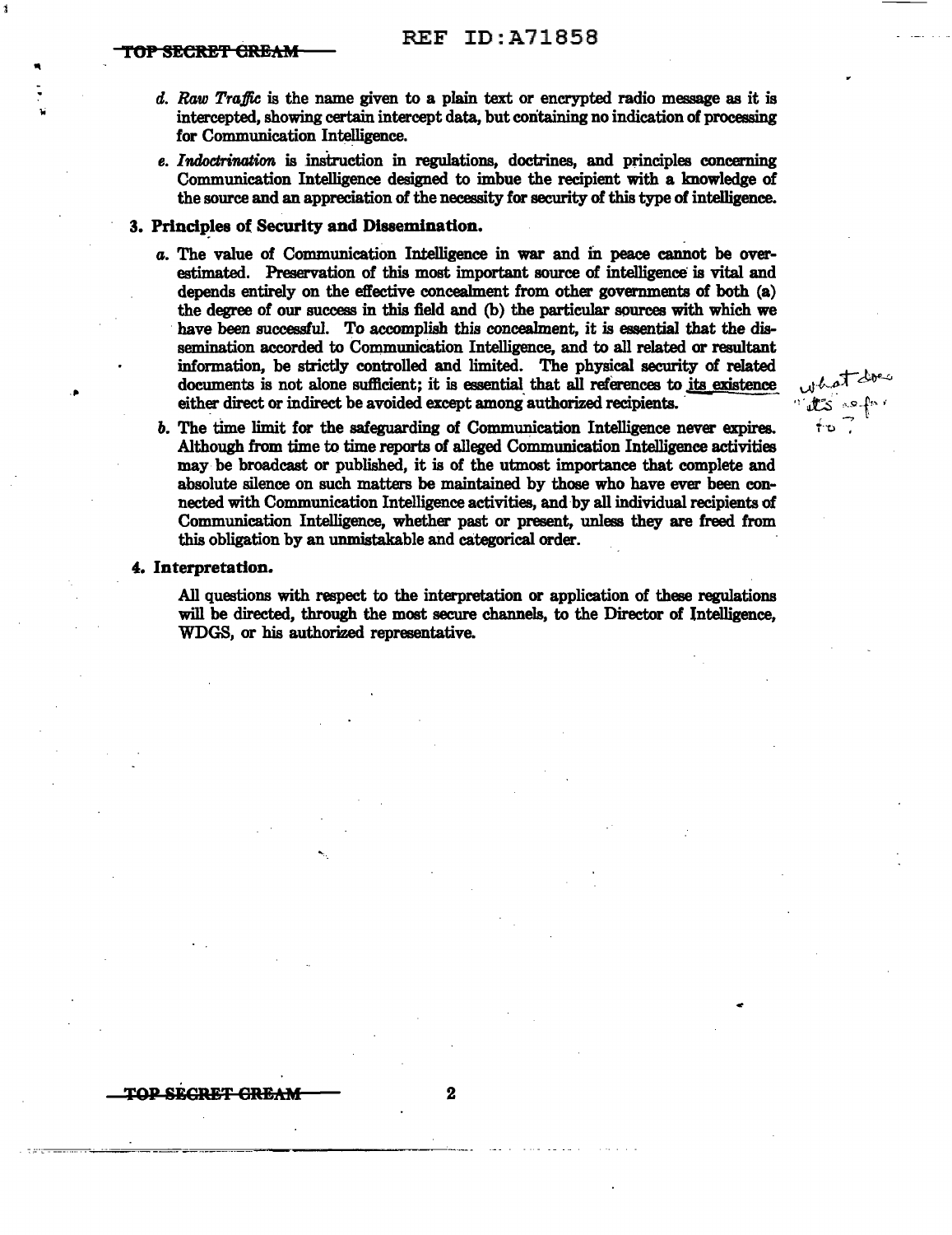*d. Raw Traffic* is the name given to a plain text or encrypted radio message as it is intercepted, showing certain intercept data, but containing no indication of processing for Communication Intelligence.

*e. Indoctrination* is instruction in regulations, doctrines, and principles concerning Communication Intelligence designed to imbue the recipient with a knowledge of the source and an appreciation of the necessity for security of this type of intelligence.

**3. Principles of Security and Dissemination.**

*a.* The value of Communication Intelligence in war and in peace cannot be overestimated. Preservation of this most important source of intelligence is vital and depends entirely on the effective concealment from other governments of both (a) the degree of our success in this field and (b) the particular sources with which we have been successful. To accomplish this concealment, it is essential that the dissemination accorded to Communication Intelligence, and to all related or resultant information, be strictly controlled and limited. The physical security of related documents is not alone sufficient; it is essential that all references to its existence either direct or indirect be avoided except among authorized recipients.

*b.* The time limit for the safeguarding of Communication Intelligence never expires. Although from time to time reports of alleged Communication Intelligence activities may be broadcast or published, it is of the utmost importance that complete and absolute silence on such matters be maintained by those who have ever been connected with Communication Intelligence activities, and by all individual recipients of Communication Intelligence, whether past or present, unless they are freed from this obligation by an unmistakable and categorical order.

**4. Interpretation.**

All questions with respect to the interpretation or application of these regulations will be directed, through the most secure channels, to the Director of Intelligence, WDGS, or his authorized representative.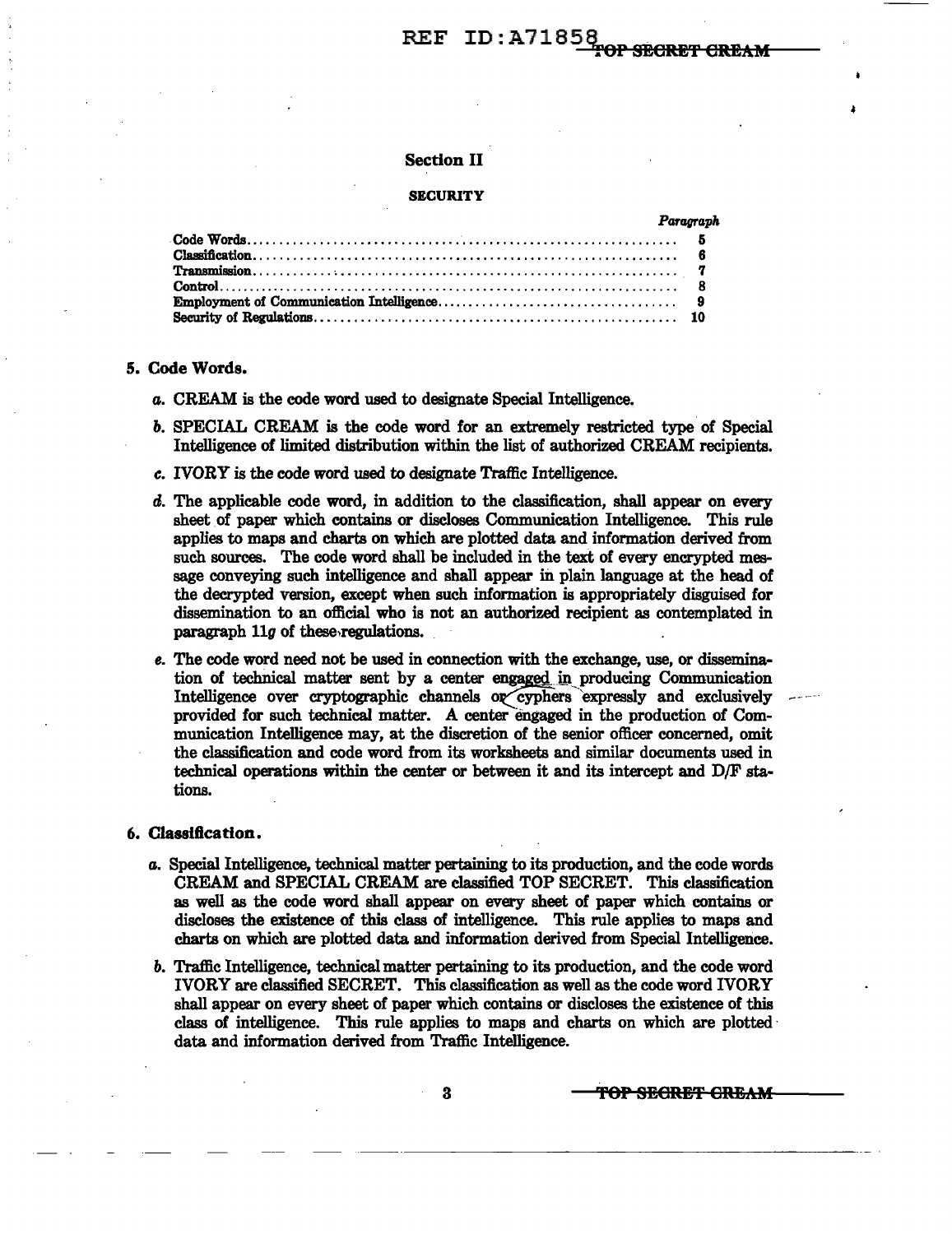## Section II

### SECURITY

| | *Paragraph* |
|---|---|
| Code Words | 5 |
| Classification | 6 |
| Transmission | 7 |
| Control | 8 |
| Employment of Communication Intelligence | 9 |
| Security of Regulations | 10 |

**5. Code Words.**

*a.* CREAM is the code word used to designate Special Intelligence.

*b.* SPECIAL CREAM is the code word for an extremely restricted type of Special Intelligence of limited distribution within the list of authorized CREAM recipients.

*c.* IVORY is the code word used to designate Traffic Intelligence.

*d.* The applicable code word, in addition to the classification, shall appear on every sheet of paper which contains or discloses Communication Intelligence. This rule applies to maps and charts on which are plotted data and information derived from such sources. The code word shall be included in the text of every encrypted message conveying such intelligence and shall appear in plain language at the head of the decrypted version, except when such information is appropriately disguised for dissemination to an official who is not an authorized recipient as contemplated in paragraph 11*g* of these regulations.

*e.* The code word need not be used in connection with the exchange, use, or dissemination of technical matter sent by a center engaged in producing Communication Intelligence over cryptographic channels or cyphers expressly and exclusively provided for such technical matter. A center engaged in the production of Communication Intelligence may, at the discretion of the senior officer concerned, omit the classification and code word from its worksheets and similar documents used in technical operations within the center or between it and its intercept and D/F stations.

**6. Classification.**

*a.* Special Intelligence, technical matter pertaining to its production, and the code words CREAM and SPECIAL CREAM are classified TOP SECRET. This classification as well as the code word shall appear on every sheet of paper which contains or discloses the existence of this class of intelligence. This rule applies to maps and charts on which are plotted data and information derived from Special Intelligence.

*b.* Traffic Intelligence, technical matter pertaining to its production, and the code word IVORY are classified SECRET. This classification as well as the code word IVORY shall appear on every sheet of paper which contains or discloses the existence of this class of intelligence. This rule applies to maps and charts on which are plotted data and information derived from Traffic Intelligence.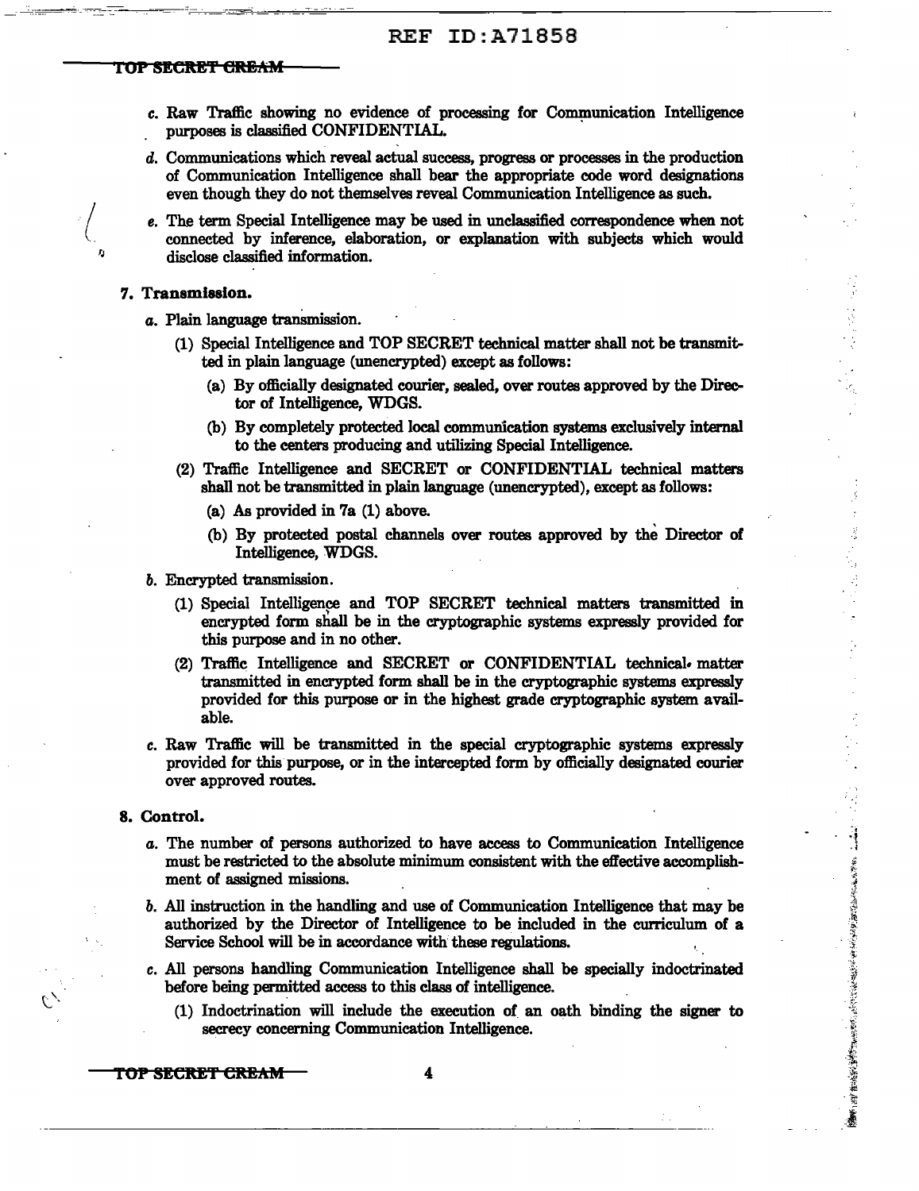c. Raw Traffic showing no evidence of processing for Communication Intelligence purposes is classified CONFIDENTIAL.

d. Communications which reveal actual success, progress or processes in the production of Communication Intelligence shall bear the appropriate code word designations even though they do not themselves reveal Communication Intelligence as such.

e. The term Special Intelligence may be used in unclassified correspondence when not connected by inference, elaboration, or explanation with subjects which would disclose classified information.

**7. Transmission.**

a. Plain language transmission.

(1) Special Intelligence and TOP SECRET technical matter shall not be transmitted in plain language (unencrypted) except as follows:

(a) By officially designated courier, sealed, over routes approved by the Director of Intelligence, WDGS.

(b) By completely protected local communication systems exclusively internal to the centers producing and utilizing Special Intelligence.

(2) Traffic Intelligence and SECRET or CONFIDENTIAL technical matters shall not be transmitted in plain language (unencrypted), except as follows:

(a) As provided in 7a (1) above.

(b) By protected postal channels over routes approved by the Director of Intelligence, WDGS.

b. Encrypted transmission.

(1) Special Intelligence and TOP SECRET technical matters transmitted in encrypted form shall be in the cryptographic systems expressly provided for this purpose and in no other.

(2) Traffic Intelligence and SECRET or CONFIDENTIAL technical matter transmitted in encrypted form shall be in the cryptographic systems expressly provided for this purpose or in the highest grade cryptographic system available.

c. Raw Traffic will be transmitted in the special cryptographic systems expressly provided for this purpose, or in the intercepted form by officially designated courier over approved routes.

**8. Control.**

a. The number of persons authorized to have access to Communication Intelligence must be restricted to the absolute minimum consistent with the effective accomplishment of assigned missions.

b. All instruction in the handling and use of Communication Intelligence that may be authorized by the Director of Intelligence to be included in the curriculum of a Service School will be in accordance with these regulations.

c. All persons handling Communication Intelligence shall be specially indoctrinated before being permitted access to this class of intelligence.

(1) Indoctrination will include the execution of an oath binding the signer to secrecy concerning Communication Intelligence.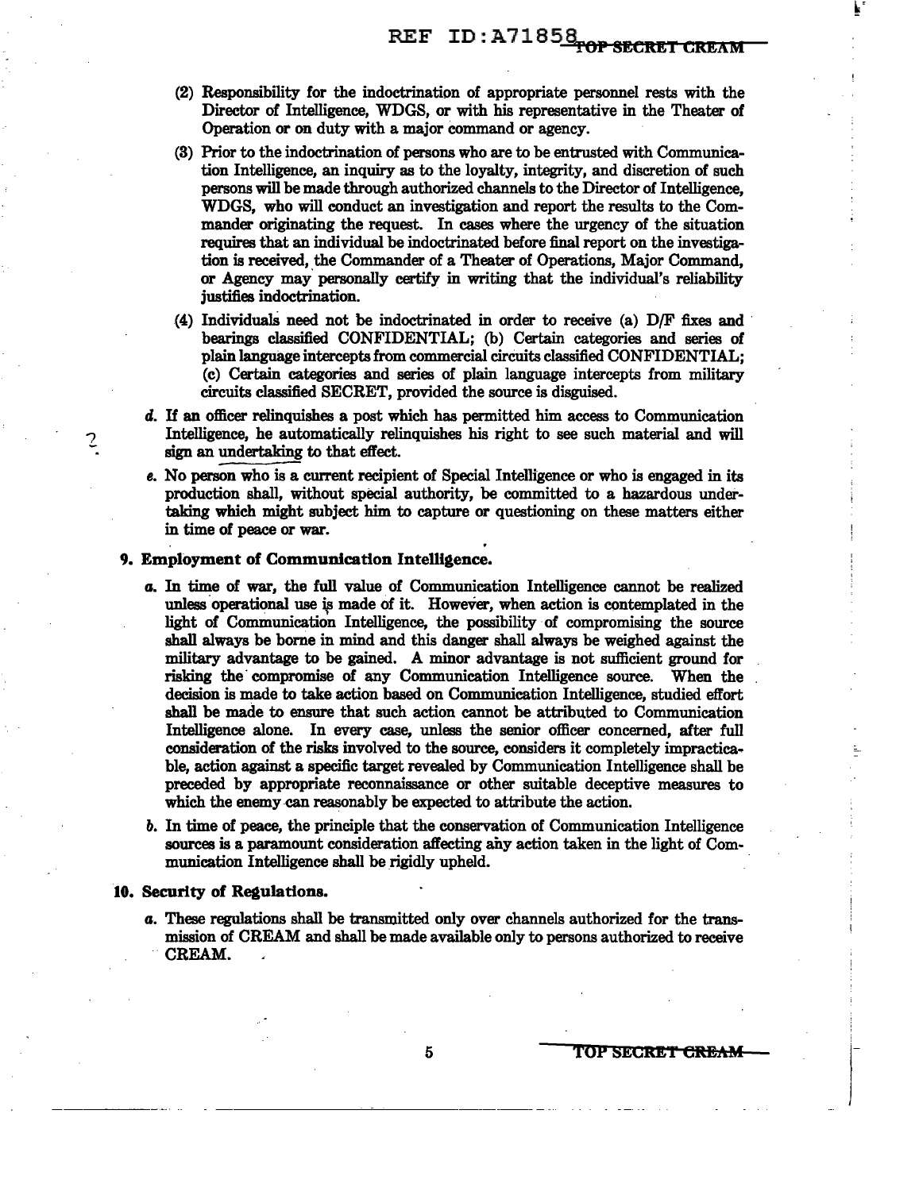(2) Responsibility for the indoctrination of appropriate personnel rests with the Director of Intelligence, WDGS, or with his representative in the Theater of Operation or on duty with a major command or agency.

(3) Prior to the indoctrination of persons who are to be entrusted with Communication Intelligence, an inquiry as to the loyalty, integrity, and discretion of such persons will be made through authorized channels to the Director of Intelligence, WDGS, who will conduct an investigation and report the results to the Commander originating the request. In cases where the urgency of the situation requires that an individual be indoctrinated before final report on the investigation is received, the Commander of a Theater of Operations, Major Command, or Agency may personally certify in writing that the individual's reliability justifies indoctrination.

(4) Individuals need not be indoctrinated in order to receive (a) D/F fixes and bearings classified CONFIDENTIAL; (b) Certain categories and series of plain language intercepts from commercial circuits classified CONFIDENTIAL; (c) Certain categories and series of plain language intercepts from military circuits classified SECRET, provided the source is disguised.

*d.* If an officer relinquishes a post which has permitted him access to Communication Intelligence, he automatically relinquishes his right to see such material and will sign an undertaking to that effect.

*e.* No person who is a current recipient of Special Intelligence or who is engaged in its production shall, without special authority, be committed to a hazardous undertaking which might subject him to capture or questioning on these matters either in time of peace or war.

**9. Employment of Communication Intelligence.**

*a.* In time of war, the full value of Communication Intelligence cannot be realized unless operational use is made of it. However, when action is contemplated in the light of Communication Intelligence, the possibility of compromising the source shall always be borne in mind and this danger shall always be weighed against the military advantage to be gained. A minor advantage is not sufficient ground for risking the compromise of any Communication Intelligence source. When the decision is made to take action based on Communication Intelligence, studied effort shall be made to ensure that such action cannot be attributed to Communication Intelligence alone. In every case, unless the senior officer concerned, after full consideration of the risks involved to the source, considers it completely impracticable, action against a specific target revealed by Communication Intelligence shall be preceded by appropriate reconnaissance or other suitable deceptive measures to which the enemy can reasonably be expected to attribute the action.

*b.* In time of peace, the principle that the conservation of Communication Intelligence sources is a paramount consideration affecting any action taken in the light of Communication Intelligence shall be rigidly upheld.

**10. Security of Regulations.**

*a.* These regulations shall be transmitted only over channels authorized for the transmission of CREAM and shall be made available only to persons authorized to receive CREAM.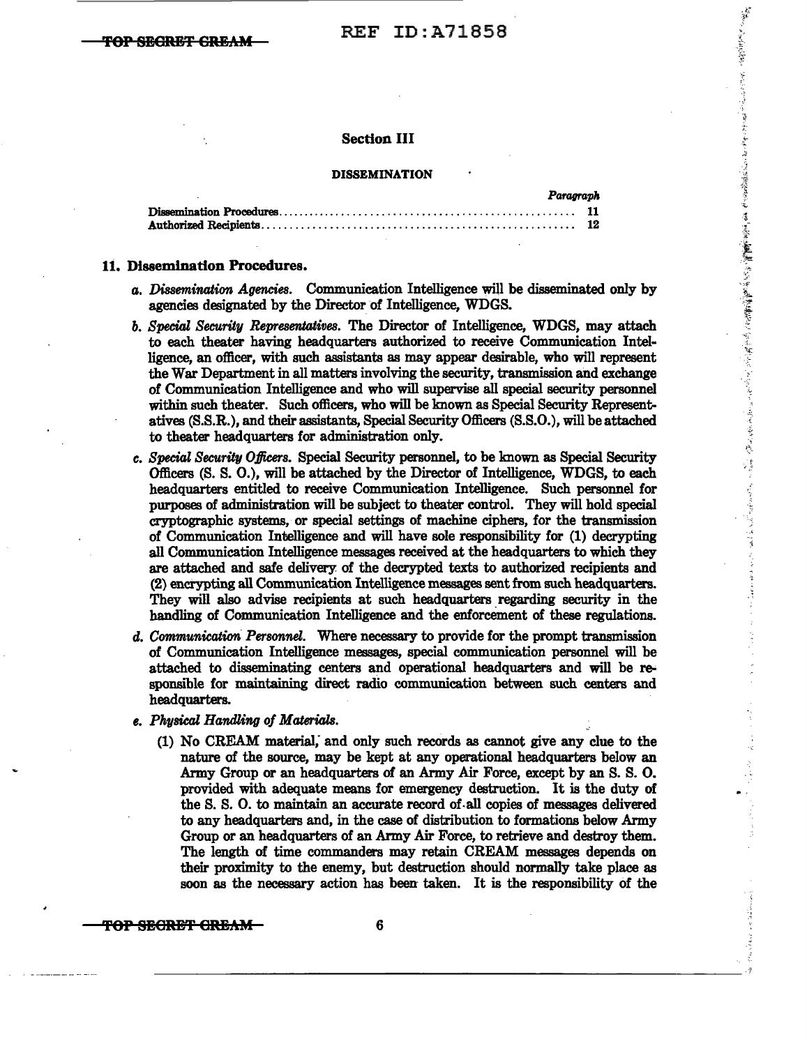## Section III

### DISSEMINATION

| | Paragraph |
|---|---|
| Dissemination Procedures | 11 |
| Authorized Recipients | 12 |

### 11. Dissemination Procedures.

*a. Dissemination Agencies.* Communication Intelligence will be disseminated only by agencies designated by the Director of Intelligence, WDGS.

*b. Special Security Representatives.* The Director of Intelligence, WDGS, may attach to each theater having headquarters authorized to receive Communication Intelligence, an officer, with such assistants as may appear desirable, who will represent the War Department in all matters involving the security, transmission and exchange of Communication Intelligence and who will supervise all special security personnel within such theater. Such officers, who will be known as Special Security Representatives (S.S.R.), and their assistants, Special Security Officers (S.S.O.), will be attached to theater headquarters for administration only.

*c. Special Security Officers.* Special Security personnel, to be known as Special Security Officers (S. S. O.), will be attached by the Director of Intelligence, WDGS, to each headquarters entitled to receive Communication Intelligence. Such personnel for purposes of administration will be subject to theater control. They will hold special cryptographic systems, or special settings of machine ciphers, for the transmission of Communication Intelligence and will have sole responsibility for (1) decrypting all Communication Intelligence messages received at the headquarters to which they are attached and safe delivery of the decrypted texts to authorized recipients and (2) encrypting all Communication Intelligence messages sent from such headquarters. They will also advise recipients at such headquarters regarding security in the handling of Communication Intelligence and the enforcement of these regulations.

*d. Communication Personnel.* Where necessary to provide for the prompt transmission of Communication Intelligence messages, special communication personnel will be attached to disseminating centers and operational headquarters and will be responsible for maintaining direct radio communication between such centers and headquarters.

*e. Physical Handling of Materials.*

(1) No CREAM material, and only such records as cannot give any clue to the nature of the source, may be kept at any operational headquarters below an Army Group or an headquarters of an Army Air Force, except by an S. S. O. provided with adequate means for emergency destruction. It is the duty of the S. S. O. to maintain an accurate record of all copies of messages delivered to any headquarters and, in the case of distribution to formations below Army Group or an headquarters of an Army Air Force, to retrieve and destroy them. The length of time commanders may retain CREAM messages depends on their proximity to the enemy, but destruction should normally take place as soon as the necessary action has been taken. It is the responsibility of the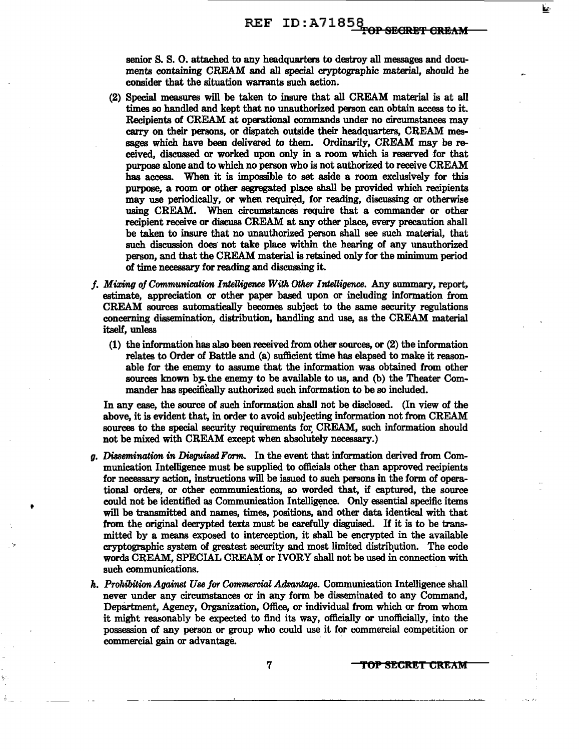senior S. S. O. attached to any headquarters to destroy all messages and documents containing CREAM and all special cryptographic material, should he consider that the situation warrants such action.

(2) Special measures will be taken to insure that all CREAM material is at all times so handled and kept that no unauthorized person can obtain access to it. Recipients of CREAM at operational commands under no circumstances may carry on their persons, or dispatch outside their headquarters, CREAM messages which have been delivered to them. Ordinarily, CREAM may be received, discussed or worked upon only in a room which is reserved for that purpose alone and to which no person who is not authorized to receive CREAM has access. When it is impossible to set aside a room exclusively for this purpose, a room or other segregated place shall be provided which recipients may use periodically, or when required, for reading, discussing or otherwise using CREAM. When circumstances require that a commander or other recipient receive or discuss CREAM at any other place, every precaution shall be taken to insure that no unauthorized person shall see such material, that such discussion does not take place within the hearing of any unauthorized person, and that the CREAM material is retained only for the minimum period of time necessary for reading and discussing it.

*f. Mixing of Communication Intelligence With Other Intelligence.* Any summary, report, estimate, appreciation or other paper based upon or including information from CREAM sources automatically becomes subject to the same security regulations concerning dissemination, distribution, handling and use, as the CREAM material itself, unless

(1) the information has also been received from other sources, or (2) the information relates to Order of Battle and (a) sufficient time has elapsed to make it reasonable for the enemy to assume that the information was obtained from other sources known by the enemy to be available to us, and (b) the Theater Commander has specifically authorized such information to be so included.

In any case, the source of such information shall not be disclosed. (In view of the above, it is evident that, in order to avoid subjecting information not from CREAM sources to the special security requirements for CREAM, such information should not be mixed with CREAM except when absolutely necessary.)

*g. Dissemination in Disguised Form.* In the event that information derived from Communication Intelligence must be supplied to officials other than approved recipients for necessary action, instructions will be issued to such persons in the form of operational orders, or other communications, so worded that, if captured, the source could not be identified as Communication Intelligence. Only essential specific items will be transmitted and names, times, positions, and other data identical with that from the original decrypted texts must be carefully disguised. If it is to be transmitted by a means exposed to interception, it shall be encrypted in the available cryptographic system of greatest security and most limited distribution. The code words CREAM, SPECIAL CREAM or IVORY shall not be used in connection with such communications.

*h. Prohibition Against Use for Commercial Advantage.* Communication Intelligence shall never under any circumstances or in any form be disseminated to any Command, Department, Agency, Organization, Office, or individual from which or from whom it might reasonably be expected to find its way, officially or unofficially, into the possession of any person or group who could use it for commercial competition or commercial gain or advantage.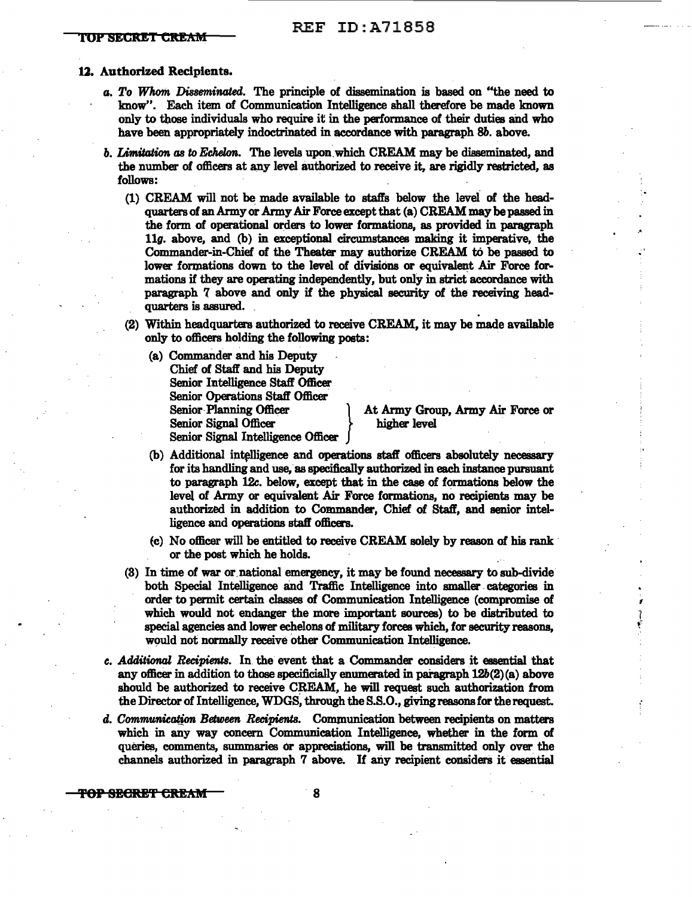### 12. Authorized Recipients.

*a. To Whom Disseminated.* The principle of dissemination is based on "the need to know". Each item of Communication Intelligence shall therefore be made known only to those individuals who require it in the performance of their duties and who have been appropriately indoctrinated in accordance with paragraph 8*b*. above.

*b. Limitation as to Echelon.* The levels upon which CREAM may be disseminated, and the number of officers at any level authorized to receive it, are rigidly restricted, as follows:

(1) CREAM will not be made available to staffs below the level of the headquarters of an Army or Army Air Force except that (a) CREAM may be passed in the form of operational orders to lower formations, as provided in paragraph 11*g*. above, and (b) in exceptional circumstances making it imperative, the Commander-in-Chief of the Theater may authorize CREAM to be passed to lower formations down to the level of divisions or equivalent Air Force formations if they are operating independently, but only in strict accordance with paragraph 7 above and only if the physical security of the receiving headquarters is assured.

(2) Within headquarters authorized to receive CREAM, it may be made available only to officers holding the following posts:

(a) Commander and his Deputy
Chief of Staff and his Deputy
Senior Intelligence Staff Officer
Senior Operations Staff Officer
Senior Planning Officer
Senior Signal Officer
Senior Signal Intelligence Officer

} At Army Group, Army Air Force or higher level

(b) Additional intelligence and operations staff officers absolutely necessary for its handling and use, as specifically authorized in each instance pursuant to paragraph 12*c*. below, except that in the case of formations below the level of Army or equivalent Air Force formations, no recipients may be authorized in addition to Commander, Chief of Staff, and senior intelligence and operations staff officers.

(c) No officer will be entitled to receive CREAM solely by reason of his rank or the post which he holds.

(3) In time of war or national emergency, it may be found necessary to sub-divide both Special Intelligence and Traffic Intelligence into smaller categories in order to permit certain classes of Communication Intelligence (compromise of which would not endanger the more important sources) to be distributed to special agencies and lower echelons of military forces which, for security reasons, would not normally receive other Communication Intelligence.

*c. Additional Recipients.* In the event that a Commander considers it essential that any officer in addition to those specificially enumerated in paragraph 12*b*(2)(a) above should be authorized to receive CREAM, he will request such authorization from the Director of Intelligence, WDGS, through the S.S.O., giving reasons for the request.

*d. Communication Between Recipients.* Communication between recipients on matters which in any way concern Communication Intelligence, whether in the form of queries, comments, summaries or appreciations, will be transmitted only over the channels authorized in paragraph 7 above. If any recipient considers it essential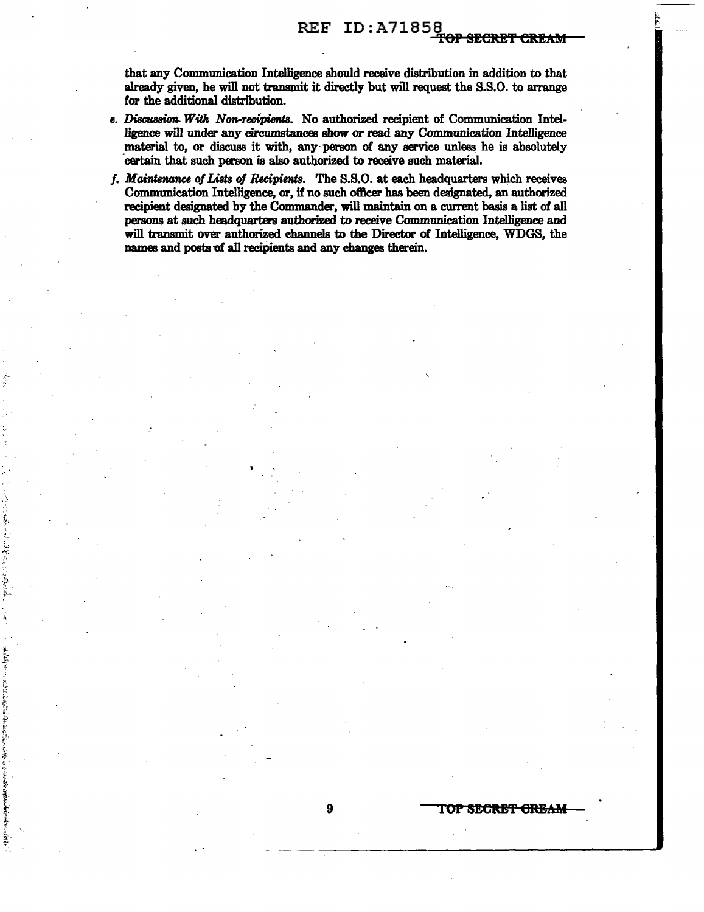that any Communication Intelligence should receive distribution in addition to that already given, he will not transmit it directly but will request the S.S.O. to arrange for the additional distribution.

*e. Discussion With Non-recipients.* No authorized recipient of Communication Intelligence will under any circumstances show or read any Communication Intelligence material to, or discuss it with, any person of any service unless he is absolutely certain that such person is also authorized to receive such material.

*f. Maintenance of Lists of Recipients.* The S.S.O. at each headquarters which receives Communication Intelligence, or, if no such officer has been designated, an authorized recipient designated by the Commander, will maintain on a current basis a list of all persons at such headquarters authorized to receive Communication Intelligence and will transmit over authorized channels to the Director of Intelligence, WDGS, the names and posts of all recipients and any changes therein.